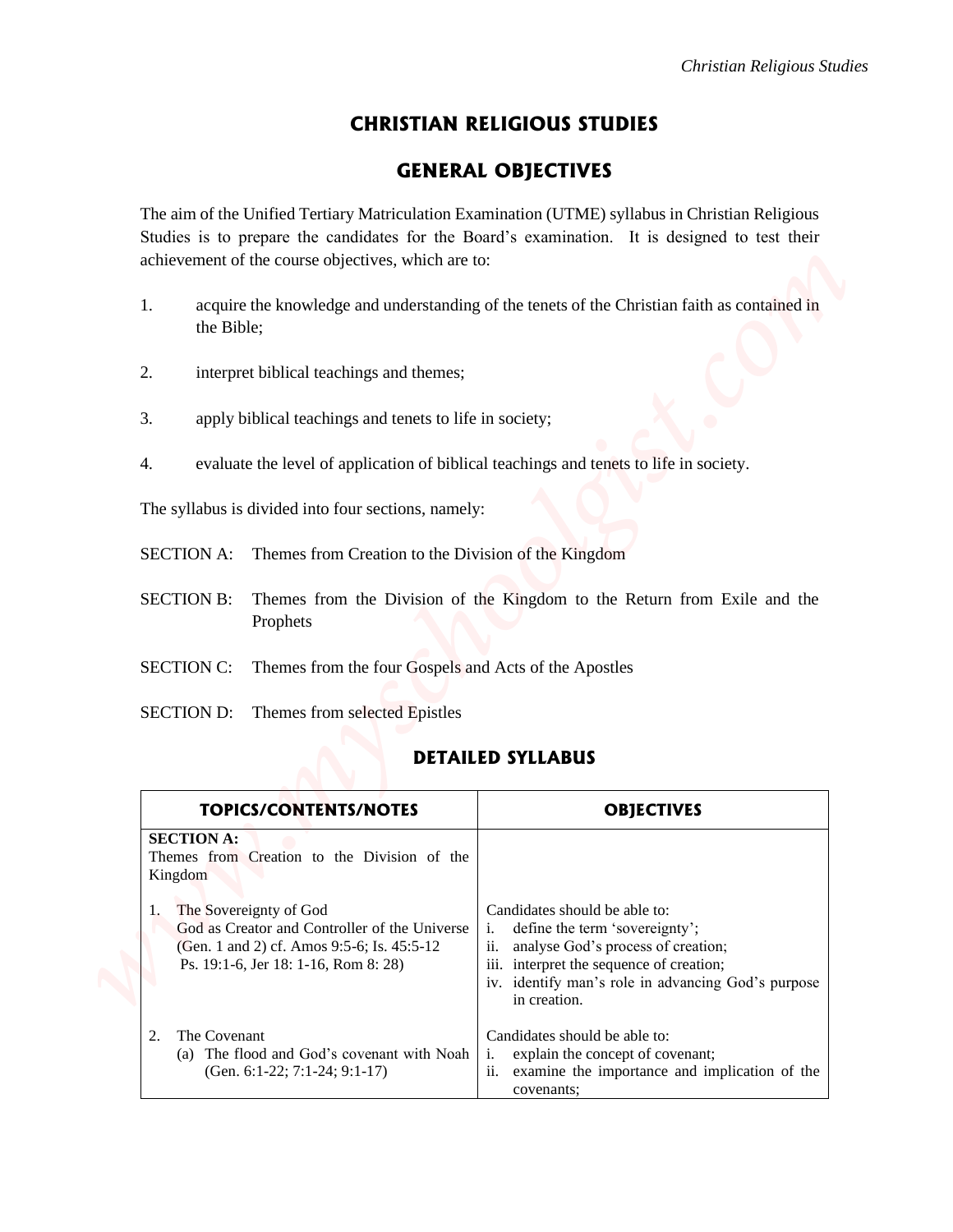# CHRISTIAN RELIGIOUS STUDIES

## GENERAL OBJECTIVES

The aim of the Unified Tertiary Matriculation Examination (UTME) syllabus in Christian Religious Studies is to prepare the candidates for the Board's examination. It is designed to test their achievement of the course objectives, which are to:

1. acquire the knowledge and understanding of the tenets of the Christian faith as contained in the Bible;
2. interpret biblical teachings and themes;
3. apply biblical teachings and tenets to life in society;
4. evaluate the level of application of biblical teachings and tenets to life in society.

The syllabus is divided into four sections, namely:

SECTION A: Themes from Creation to the Division of the Kingdom

SECTION B: Themes from the Division of the Kingdom to the Return from Exile and the Prophets

SECTION C: Themes from the four Gospels and Acts of the Apostles

SECTION D: Themes from selected Epistles

## DETAILED SYLLABUS

| TOPICS/CONTENTS/NOTES | OBJECTIVES |
|---|---|
| **SECTION A:**<br>Themes from Creation to the Division of the Kingdom | |
| 1. The Sovereignty of God<br>God as Creator and Controller of the Universe (Gen. 1 and 2) cf. Amos 9:5-6; Is. 45:5-12 Ps. 19:1-6, Jer 18: 1-16, Rom 8: 28) | Candidates should be able to:<br>i. define the term 'sovereignty';<br>ii. analyse God's process of creation;<br>iii. interpret the sequence of creation;<br>iv. identify man's role in advancing God's purpose in creation. |
| 2. The Covenant<br>(a) The flood and God's covenant with Noah (Gen. 6:1-22; 7:1-24; 9:1-17) | Candidates should be able to:<br>i. explain the concept of covenant;<br>ii. examine the importance and implication of the covenants; |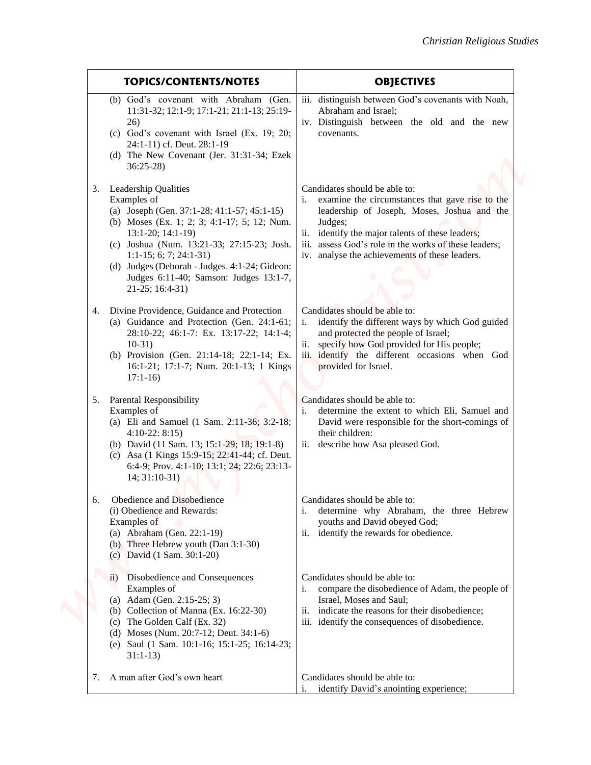| TOPICS/CONTENTS/NOTES | OBJECTIVES |
|---|---|
| (b) God's covenant with Abraham (Gen. 11:31-32; 12:1-9; 17:1-21; 21:1-13; 25:19-26)<br>(c) God's covenant with Israel (Ex. 19; 20; 24:1-11) cf. Deut. 28:1-19<br>(d) The New Covenant (Jer. 31:31-34; Ezek 36:25-28) | iii. distinguish between God's covenants with Noah, Abraham and Israel;<br>iv. Distinguish between the old and the new covenants. |
| 3. Leadership Qualities<br>Examples of<br>(a) Joseph (Gen. 37:1-28; 41:1-57; 45:1-15)<br>(b) Moses (Ex. 1; 2; 3; 4:1-17; 5; 12; Num. 13:1-20; 14:1-19)<br>(c) Joshua (Num. 13:21-33; 27:15-23; Josh. 1:1-15; 6; 7; 24:1-31)<br>(d) Judges (Deborah - Judges. 4:1-24; Gideon: Judges 6:11-40; Samson: Judges 13:1-7, 21-25; 16:4-31) | Candidates should be able to:<br>i. examine the circumstances that gave rise to the leadership of Joseph, Moses, Joshua and the Judges;<br>ii. identify the major talents of these leaders;<br>iii. assess God's role in the works of these leaders;<br>iv. analyse the achievements of these leaders. |
| 4. Divine Providence, Guidance and Protection<br>(a) Guidance and Protection (Gen. 24:1-61; 28:10-22; 46:1-7: Ex. 13:17-22; 14:1-4; 10-31)<br>(b) Provision (Gen. 21:14-18; 22:1-14; Ex. 16:1-21; 17:1-7; Num. 20:1-13; 1 Kings 17:1-16) | Candidates should be able to:<br>i. identify the different ways by which God guided and protected the people of Israel;<br>ii. specify how God provided for His people;<br>iii. identify the different occasions when God provided for Israel. |
| 5. Parental Responsibility<br>Examples of<br>(a) Eli and Samuel (1 Sam. 2:11-36; 3:2-18; 4:10-22: 8:15)<br>(b) David (11 Sam. 13; 15:1-29; 18; 19:1-8)<br>(c) Asa (1 Kings 15:9-15; 22:41-44; cf. Deut. 6:4-9; Prov. 4:1-10; 13:1; 24; 22:6; 23:13-14; 31:10-31) | Candidates should be able to:<br>i. determine the extent to which Eli, Samuel and David were responsible for the short-comings of their children:<br>ii. describe how Asa pleased God. |
| 6. Obedience and Disobedience<br>(i) Obedience and Rewards:<br>Examples of<br>(a) Abraham (Gen. 22:1-19)<br>(b) Three Hebrew youth (Dan 3:1-30)<br>(c) David (1 Sam. 30:1-20) | Candidates should be able to:<br>i. determine why Abraham, the three Hebrew youths and David obeyed God;<br>ii. identify the rewards for obedience. |
| ii) Disobedience and Consequences<br>Examples of<br>(a) Adam (Gen. 2:15-25; 3)<br>(b) Collection of Manna (Ex. 16:22-30)<br>(c) The Golden Calf (Ex. 32)<br>(d) Moses (Num. 20:7-12; Deut. 34:1-6)<br>(e) Saul (1 Sam. 10:1-16; 15:1-25; 16:14-23; 31:1-13) | Candidates should be able to:<br>i. compare the disobedience of Adam, the people of Israel, Moses and Saul;<br>ii. indicate the reasons for their disobedience;<br>iii. identify the consequences of disobedience. |
| 7. A man after God's own heart | Candidates should be able to:<br>i. identify David's anointing experience; |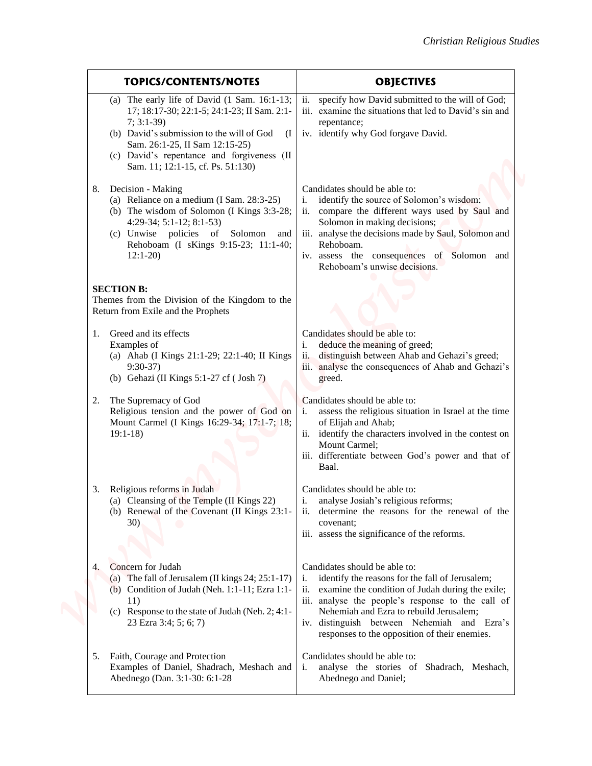| TOPICS/CONTENTS/NOTES | OBJECTIVES |
| --- | --- |
| (a) The early life of David (1 Sam. 16:1-13; 17; 18:17-30; 22:1-5; 24:1-23; II Sam. 2:1-7; 3:1-39)<br>(b) David's submission to the will of God (I Sam. 26:1-25, II Sam 12:15-25)<br>(c) David's repentance and forgiveness (II Sam. 11; 12:1-15, cf. Ps. 51:130) | ii. specify how David submitted to the will of God;<br>iii. examine the situations that led to David's sin and repentance;<br>iv. identify why God forgave David. |
| 8. Decision - Making<br>(a) Reliance on a medium (I Sam. 28:3-25)<br>(b) The wisdom of Solomon (I Kings 3:3-28; 4:29-34; 5:1-12; 8:1-53)<br>(c) Unwise policies of Solomon and Rehoboam (I sKings 9:15-23; 11:1-40; 12:1-20) | Candidates should be able to:<br>i. identify the source of Solomon's wisdom;<br>ii. compare the different ways used by Saul and Solomon in making decisions;<br>iii. analyse the decisions made by Saul, Solomon and Rehoboam.<br>iv. assess the consequences of Solomon and Rehoboam's unwise decisions. |
| **SECTION B:**<br>Themes from the Division of the Kingdom to the Return from Exile and the Prophets | |
| 1. Greed and its effects<br>Examples of<br>(a) Ahab (I Kings 21:1-29; 22:1-40; II Kings 9:30-37)<br>(b) Gehazi (II Kings 5:1-27 cf ( Josh 7) | Candidates should be able to:<br>i. deduce the meaning of greed;<br>ii. distinguish between Ahab and Gehazi's greed;<br>iii. analyse the consequences of Ahab and Gehazi's greed. |
| 2. The Supremacy of God<br>Religious tension and the power of God on Mount Carmel (I Kings 16:29-34; 17:1-7; 18; 19:1-18) | Candidates should be able to:<br>i. assess the religious situation in Israel at the time of Elijah and Ahab;<br>ii. identify the characters involved in the contest on Mount Carmel;<br>iii. differentiate between God's power and that of Baal. |
| 3. Religious reforms in Judah<br>(a) Cleansing of the Temple (II Kings 22)<br>(b) Renewal of the Covenant (II Kings 23:1-30) | Candidates should be able to:<br>i. analyse Josiah's religious reforms;<br>ii. determine the reasons for the renewal of the covenant;<br>iii. assess the significance of the reforms. |
| 4. Concern for Judah<br>(a) The fall of Jerusalem (II kings 24; 25:1-17)<br>(b) Condition of Judah (Neh. 1:1-11; Ezra 1:1-11)<br>(c) Response to the state of Judah (Neh. 2; 4:1-23 Ezra 3:4; 5; 6; 7) | Candidates should be able to:<br>i. identify the reasons for the fall of Jerusalem;<br>ii. examine the condition of Judah during the exile;<br>iii. analyse the people's response to the call of Nehemiah and Ezra to rebuild Jerusalem;<br>iv. distinguish between Nehemiah and Ezra's responses to the opposition of their enemies. |
| 5. Faith, Courage and Protection<br>Examples of Daniel, Shadrach, Meshach and Abednego (Dan. 3:1-30: 6:1-28 | Candidates should be able to:<br>i. analyse the stories of Shadrach, Meshach, Abednego and Daniel; |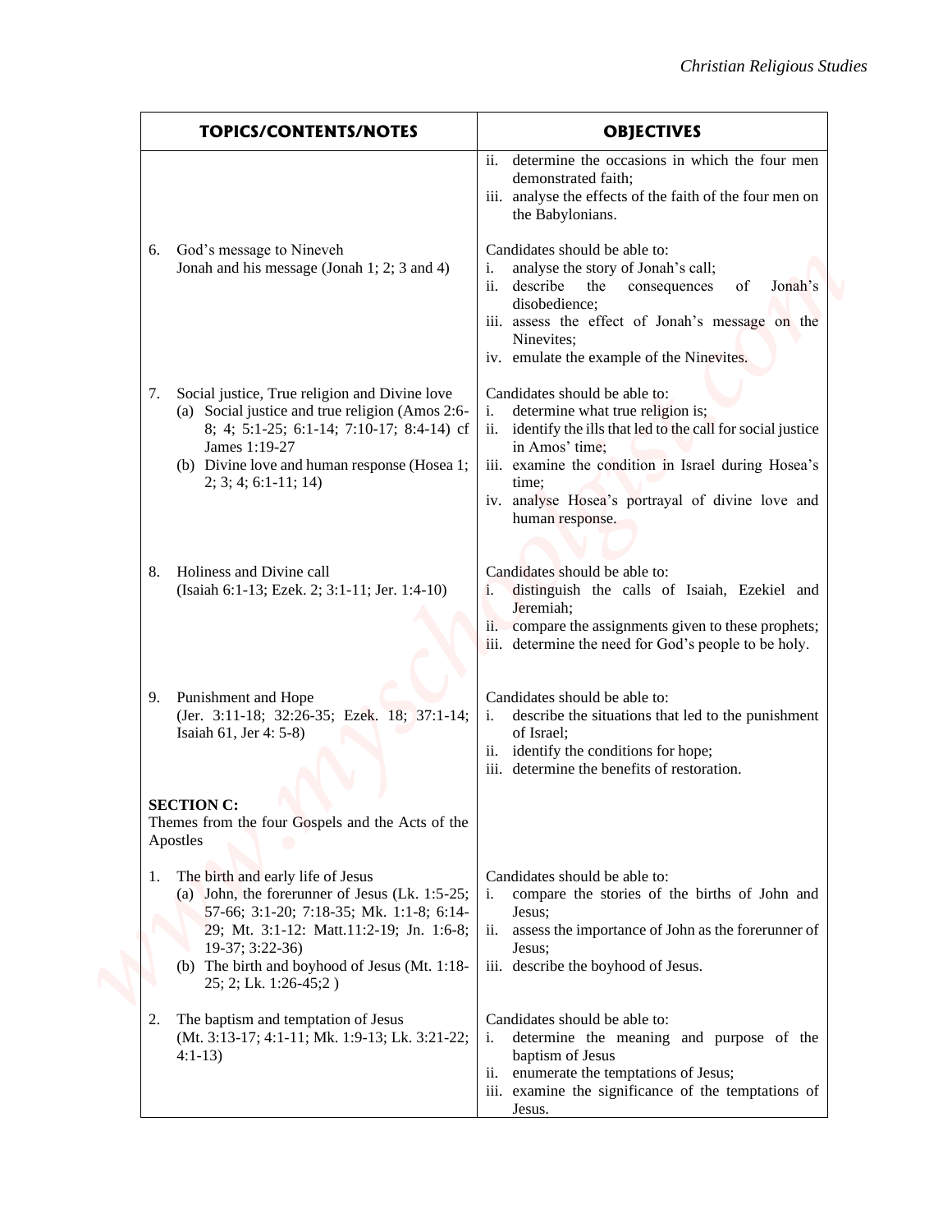| TOPICS/CONTENTS/NOTES | OBJECTIVES |
|---|---|
| | ii. determine the occasions in which the four men demonstrated faith;<br>iii. analyse the effects of the faith of the four men on the Babylonians. |
| 6. God's message to Nineveh<br>Jonah and his message (Jonah 1; 2; 3 and 4) | Candidates should be able to:<br>i. analyse the story of Jonah's call;<br>ii. describe the consequences of Jonah's disobedience;<br>iii. assess the effect of Jonah's message on the Ninevites;<br>iv. emulate the example of the Ninevites. |
| 7. Social justice, True religion and Divine love<br>(a) Social justice and true religion (Amos 2:6-8; 4; 5:1-25; 6:1-14; 7:10-17; 8:4-14) cf James 1:19-27<br>(b) Divine love and human response (Hosea 1; 2; 3; 4; 6:1-11; 14) | Candidates should be able to:<br>i. determine what true religion is;<br>ii. identify the ills that led to the call for social justice in Amos' time;<br>iii. examine the condition in Israel during Hosea's time;<br>iv. analyse Hosea's portrayal of divine love and human response. |
| 8. Holiness and Divine call<br>(Isaiah 6:1-13; Ezek. 2; 3:1-11; Jer. 1:4-10) | Candidates should be able to:<br>i. distinguish the calls of Isaiah, Ezekiel and Jeremiah;<br>ii. compare the assignments given to these prophets;<br>iii. determine the need for God's people to be holy. |
| 9. Punishment and Hope<br>(Jer. 3:11-18; 32:26-35; Ezek. 18; 37:1-14; Isaiah 61, Jer 4: 5-8) | Candidates should be able to:<br>i. describe the situations that led to the punishment of Israel;<br>ii. identify the conditions for hope;<br>iii. determine the benefits of restoration. |
| **SECTION C:**<br>Themes from the four Gospels and the Acts of the Apostles | |
| 1. The birth and early life of Jesus<br>(a) John, the forerunner of Jesus (Lk. 1:5-25; 57-66; 3:1-20; 7:18-35; Mk. 1:1-8; 6:14-29; Mt. 3:1-12: Matt.11:2-19; Jn. 1:6-8; 19-37; 3:22-36)<br>(b) The birth and boyhood of Jesus (Mt. 1:18-25; 2; Lk. 1:26-45;2 ) | Candidates should be able to:<br>i. compare the stories of the births of John and Jesus;<br>ii. assess the importance of John as the forerunner of Jesus;<br>iii. describe the boyhood of Jesus. |
| 2. The baptism and temptation of Jesus<br>(Mt. 3:13-17; 4:1-11; Mk. 1:9-13; Lk. 3:21-22; 4:1-13) | Candidates should be able to:<br>i. determine the meaning and purpose of the baptism of Jesus<br>ii. enumerate the temptations of Jesus;<br>iii. examine the significance of the temptations of Jesus. |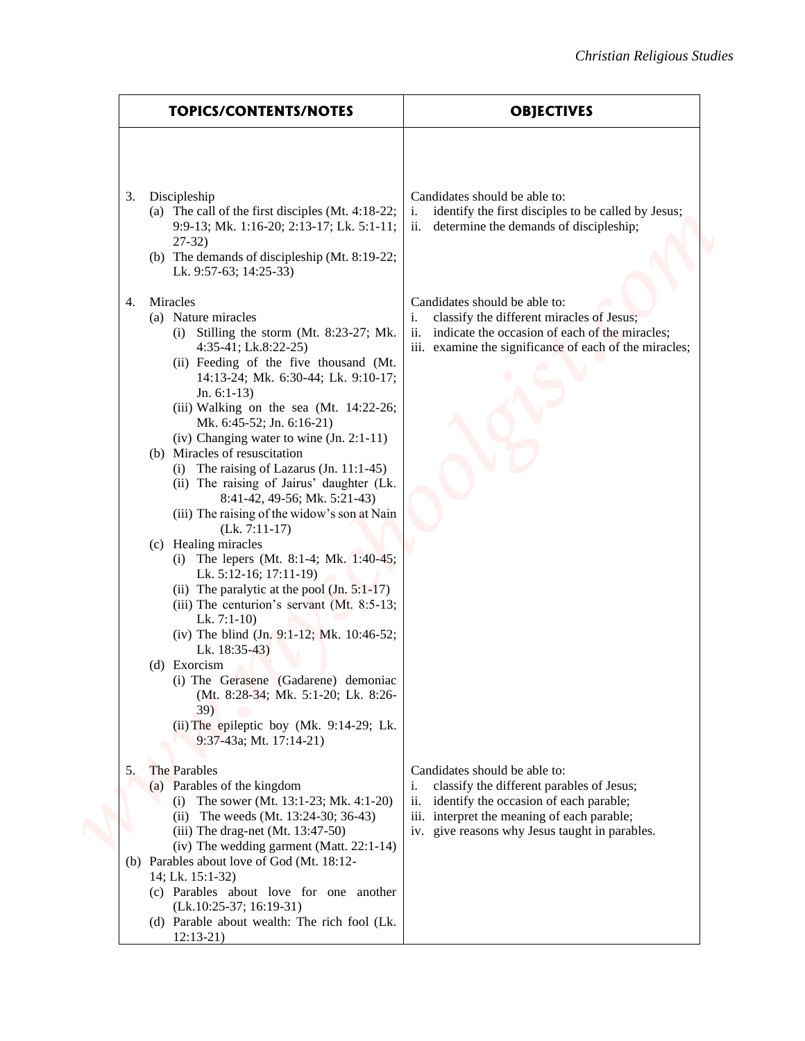| TOPICS/CONTENTS/NOTES | OBJECTIVES |
|---|---|
| 3. Discipleship<br>(a) The call of the first disciples (Mt. 4:18-22; 9:9-13; Mk. 1:16-20; 2:13-17; Lk. 5:1-11; 27-32)<br>(b) The demands of discipleship (Mt. 8:19-22; Lk. 9:57-63; 14:25-33) | Candidates should be able to:<br>i. identify the first disciples to be called by Jesus;<br>ii. determine the demands of discipleship; |
| 4. Miracles<br>(a) Nature miracles<br>(i) Stilling the storm (Mt. 8:23-27; Mk. 4:35-41; Lk.8:22-25)<br>(ii) Feeding of the five thousand (Mt. 14:13-24; Mk. 6:30-44; Lk. 9:10-17; Jn. 6:1-13)<br>(iii) Walking on the sea (Mt. 14:22-26; Mk. 6:45-52; Jn. 6:16-21)<br>(iv) Changing water to wine (Jn. 2:1-11)<br>(b) Miracles of resuscitation<br>(i) The raising of Lazarus (Jn. 11:1-45)<br>(ii) The raising of Jairus' daughter (Lk. 8:41-42, 49-56; Mk. 5:21-43)<br>(iii) The raising of the widow's son at Nain (Lk. 7:11-17)<br>(c) Healing miracles<br>(i) The lepers (Mt. 8:1-4; Mk. 1:40-45; Lk. 5:12-16; 17:11-19)<br>(ii) The paralytic at the pool (Jn. 5:1-17)<br>(iii) The centurion's servant (Mt. 8:5-13; Lk. 7:1-10)<br>(iv) The blind (Jn. 9:1-12; Mk. 10:46-52; Lk. 18:35-43)<br>(d) Exorcism<br>(i) The Gerasene (Gadarene) demoniac (Mt. 8:28-34; Mk. 5:1-20; Lk. 8:26-39)<br>(ii) The epileptic boy (Mk. 9:14-29; Lk. 9:37-43a; Mt. 17:14-21) | Candidates should be able to:<br>i. classify the different miracles of Jesus;<br>ii. indicate the occasion of each of the miracles;<br>iii. examine the significance of each of the miracles; |
| 5. The Parables<br>(a) Parables of the kingdom<br>(i) The sower (Mt. 13:1-23; Mk. 4:1-20)<br>(ii) The weeds (Mt. 13:24-30; 36-43)<br>(iii) The drag-net (Mt. 13:47-50)<br>(iv) The wedding garment (Matt. 22:1-14)<br>(b) Parables about love of God (Mt. 18:12-14; Lk. 15:1-32)<br>(c) Parables about love for one another (Lk.10:25-37; 16:19-31)<br>(d) Parable about wealth: The rich fool (Lk. 12:13-21) | Candidates should be able to:<br>i. classify the different parables of Jesus;<br>ii. identify the occasion of each parable;<br>iii. interpret the meaning of each parable;<br>iv. give reasons why Jesus taught in parables. |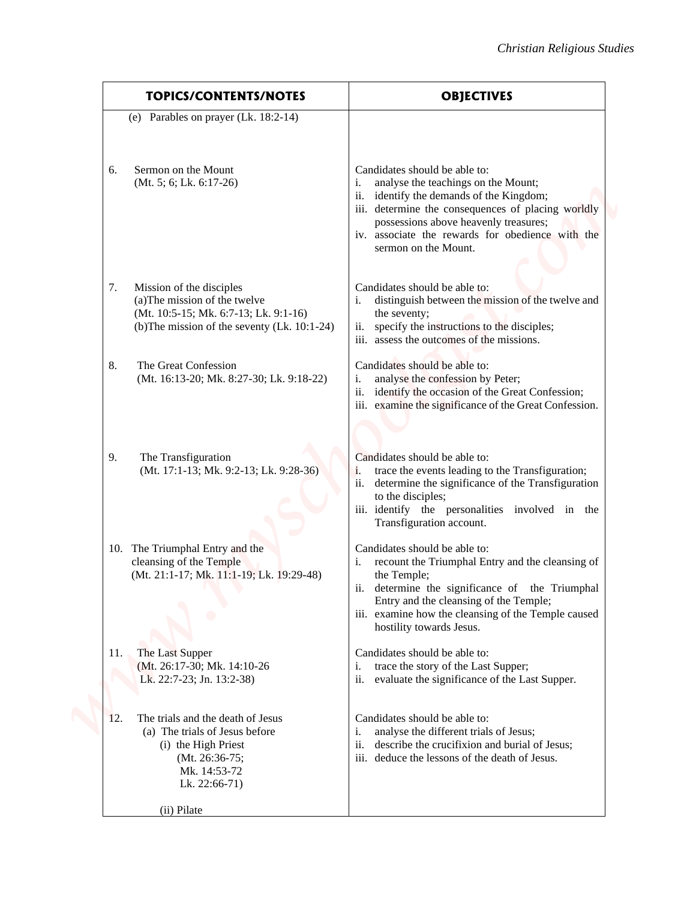| TOPICS/CONTENTS/NOTES | OBJECTIVES |
|---|---|
| (e) Parables on prayer (Lk. 18:2-14) | |
| 6. Sermon on the Mount (Mt. 5; 6; Lk. 6:17-26) | Candidates should be able to:<br>i. analyse the teachings on the Mount;<br>ii. identify the demands of the Kingdom;<br>iii. determine the consequences of placing worldly possessions above heavenly treasures;<br>iv. associate the rewards for obedience with the sermon on the Mount. |
| 7. Mission of the disciples<br>(a)The mission of the twelve (Mt. 10:5-15; Mk. 6:7-13; Lk. 9:1-16)<br>(b)The mission of the seventy (Lk. 10:1-24) | Candidates should be able to:<br>i. distinguish between the mission of the twelve and the seventy;<br>ii. specify the instructions to the disciples;<br>iii. assess the outcomes of the missions. |
| 8. The Great Confession (Mt. 16:13-20; Mk. 8:27-30; Lk. 9:18-22) | Candidates should be able to:<br>i. analyse the confession by Peter;<br>ii. identify the occasion of the Great Confession;<br>iii. examine the significance of the Great Confession. |
| 9. The Transfiguration (Mt. 17:1-13; Mk. 9:2-13; Lk. 9:28-36) | Candidates should be able to:<br>i. trace the events leading to the Transfiguration;<br>ii. determine the significance of the Transfiguration to the disciples;<br>iii. identify the personalities involved in the Transfiguration account. |
| 10. The Triumphal Entry and the cleansing of the Temple (Mt. 21:1-17; Mk. 11:1-19; Lk. 19:29-48) | Candidates should be able to:<br>i. recount the Triumphal Entry and the cleansing of the Temple;<br>ii. determine the significance of the Triumphal Entry and the cleansing of the Temple;<br>iii. examine how the cleansing of the Temple caused hostility towards Jesus. |
| 11. The Last Supper (Mt. 26:17-30; Mk. 14:10-26 Lk. 22:7-23; Jn. 13:2-38) | Candidates should be able to:<br>i. trace the story of the Last Supper;<br>ii. evaluate the significance of the Last Supper. |
| 12. The trials and the death of Jesus<br>(a) The trials of Jesus before<br>(i) the High Priest (Mt. 26:36-75; Mk. 14:53-72 Lk. 22:66-71)<br>(ii) Pilate | Candidates should be able to:<br>i. analyse the different trials of Jesus;<br>ii. describe the crucifixion and burial of Jesus;<br>iii. deduce the lessons of the death of Jesus. |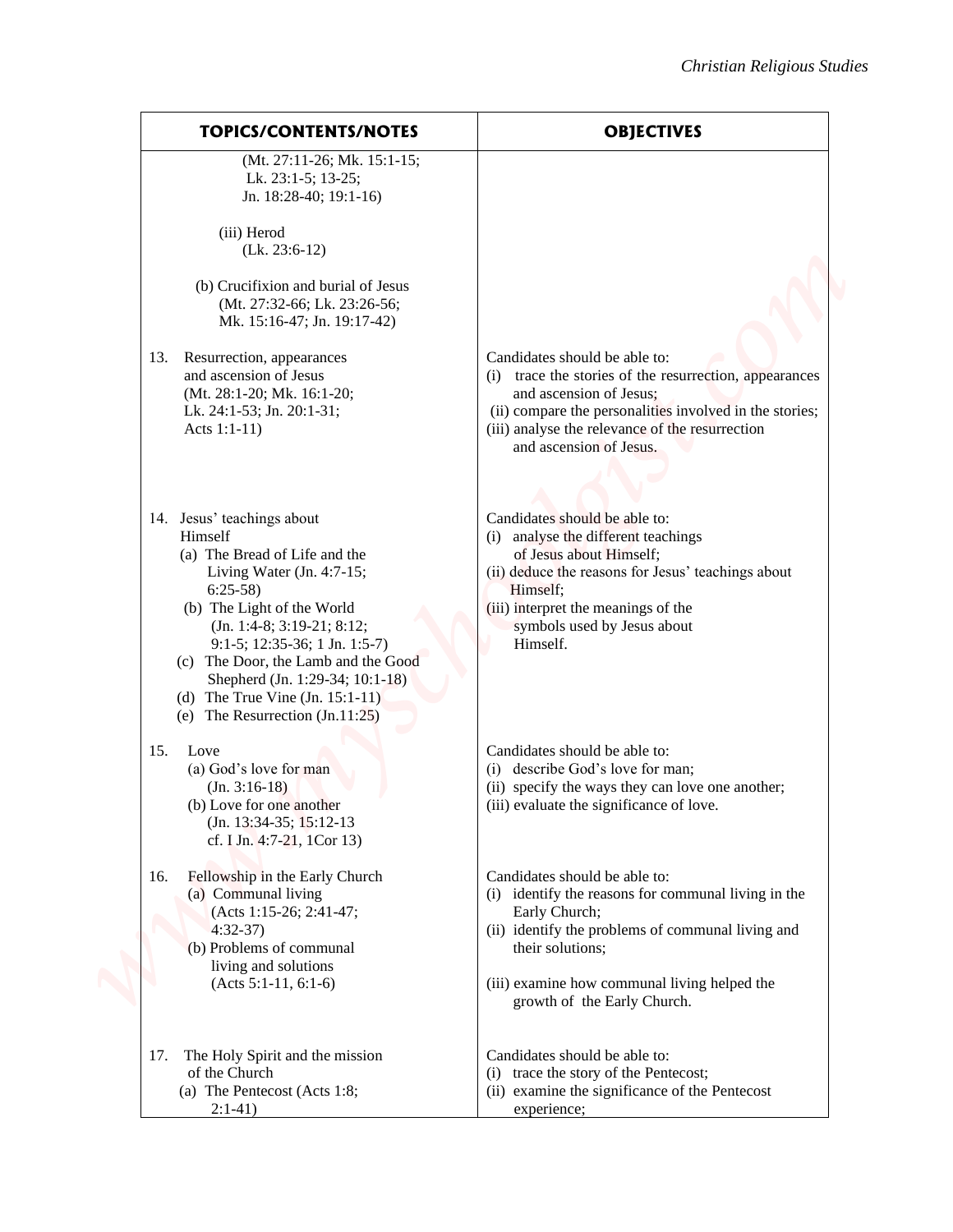| TOPICS/CONTENTS/NOTES | OBJECTIVES |
|---|---|
| (Mt. 27:11-26; Mk. 15:1-15; Lk. 23:1-5; 13-25; Jn. 18:28-40; 19:1-16)<br><br>(iii) Herod (Lk. 23:6-12)<br><br>(b) Crucifixion and burial of Jesus (Mt. 27:32-66; Lk. 23:26-56; Mk. 15:16-47; Jn. 19:17-42) | |
| 13. Resurrection, appearances and ascension of Jesus (Mt. 28:1-20; Mk. 16:1-20; Lk. 24:1-53; Jn. 20:1-31; Acts 1:1-11) | Candidates should be able to:<br>(i) trace the stories of the resurrection, appearances and ascension of Jesus;<br>(ii) compare the personalities involved in the stories;<br>(iii) analyse the relevance of the resurrection and ascension of Jesus. |
| 14. Jesus' teachings about Himself<br>(a) The Bread of Life and the Living Water (Jn. 4:7-15; 6:25-58)<br>(b) The Light of the World (Jn. 1:4-8; 3:19-21; 8:12; 9:1-5; 12:35-36; 1 Jn. 1:5-7)<br>(c) The Door, the Lamb and the Good Shepherd (Jn. 1:29-34; 10:1-18)<br>(d) The True Vine (Jn. 15:1-11)<br>(e) The Resurrection (Jn.11:25) | Candidates should be able to:<br>(i) analyse the different teachings of Jesus about Himself;<br>(ii) deduce the reasons for Jesus' teachings about Himself;<br>(iii) interpret the meanings of the symbols used by Jesus about Himself. |
| 15. Love<br>(a) God's love for man (Jn. 3:16-18)<br>(b) Love for one another (Jn. 13:34-35; 15:12-13 cf. I Jn. 4:7-21, 1Cor 13) | Candidates should be able to:<br>(i) describe God's love for man;<br>(ii) specify the ways they can love one another;<br>(iii) evaluate the significance of love. |
| 16. Fellowship in the Early Church<br>(a) Communal living (Acts 1:15-26; 2:41-47; 4:32-37)<br>(b) Problems of communal living and solutions (Acts 5:1-11, 6:1-6) | Candidates should be able to:<br>(i) identify the reasons for communal living in the Early Church;<br>(ii) identify the problems of communal living and their solutions;<br>(iii) examine how communal living helped the growth of the Early Church. |
| 17. The Holy Spirit and the mission of the Church<br>(a) The Pentecost (Acts 1:8; 2:1-41) | Candidates should be able to:<br>(i) trace the story of the Pentecost;<br>(ii) examine the significance of the Pentecost experience; |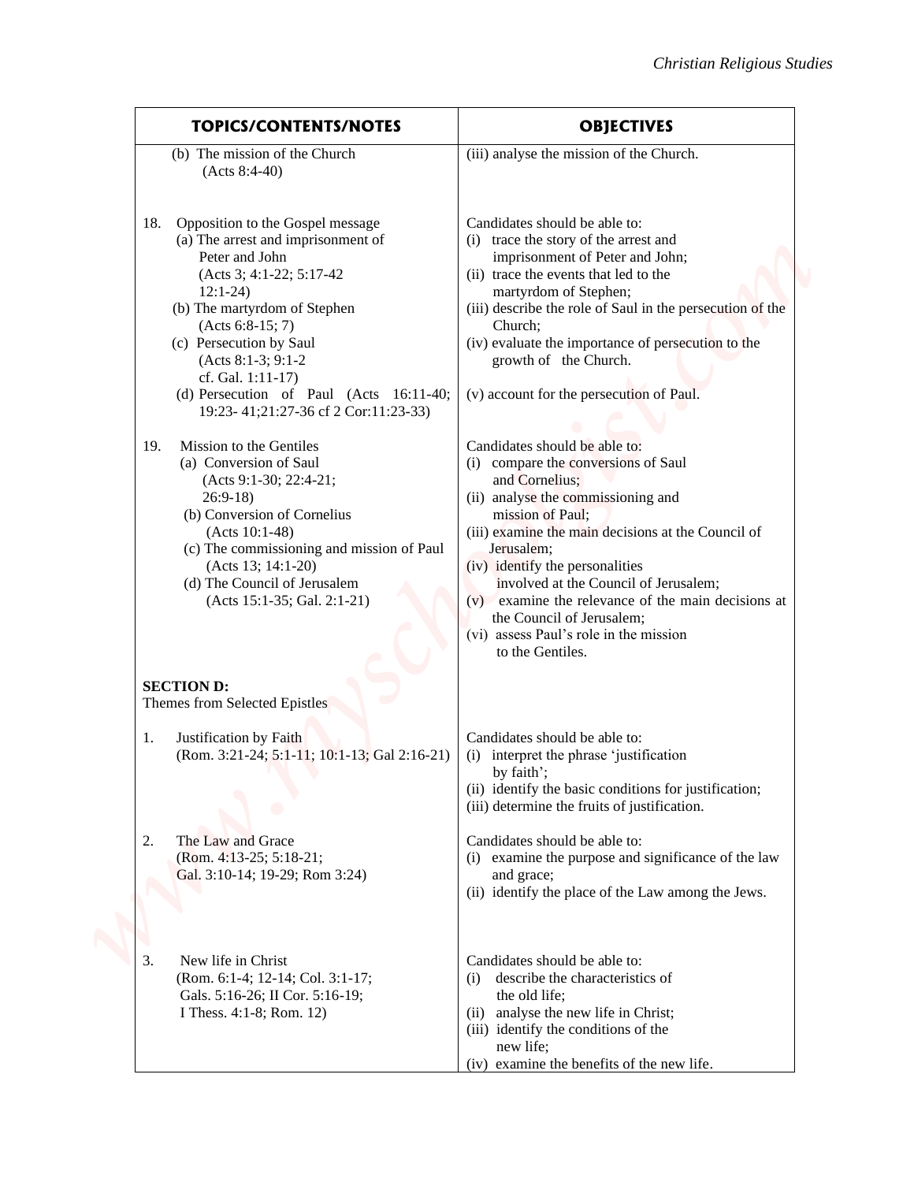| TOPICS/CONTENTS/NOTES | OBJECTIVES |
|---|---|
| (b) The mission of the Church (Acts 8:4-40) | (iii) analyse the mission of the Church. |
| 18. Opposition to the Gospel message<br>(a) The arrest and imprisonment of Peter and John (Acts 3; 4:1-22; 5:17-42 12:1-24)<br>(b) The martyrdom of Stephen (Acts 6:8-15; 7)<br>(c) Persecution by Saul (Acts 8:1-3; 9:1-2 cf. Gal. 1:11-17)<br>(d) Persecution of Paul (Acts 16:11-40; 19:23- 41;21:27-36 cf 2 Cor:11:23-33) | Candidates should be able to:<br>(i) trace the story of the arrest and imprisonment of Peter and John;<br>(ii) trace the events that led to the martyrdom of Stephen;<br>(iii) describe the role of Saul in the persecution of the Church;<br>(iv) evaluate the importance of persecution to the growth of the Church.<br>(v) account for the persecution of Paul. |
| 19. Mission to the Gentiles<br>(a) Conversion of Saul (Acts 9:1-30; 22:4-21; 26:9-18)<br>(b) Conversion of Cornelius (Acts 10:1-48)<br>(c) The commissioning and mission of Paul (Acts 13; 14:1-20)<br>(d) The Council of Jerusalem (Acts 15:1-35; Gal. 2:1-21) | Candidates should be able to:<br>(i) compare the conversions of Saul and Cornelius;<br>(ii) analyse the commissioning and mission of Paul;<br>(iii) examine the main decisions at the Council of Jerusalem;<br>(iv) identify the personalities involved at the Council of Jerusalem;<br>(v) examine the relevance of the main decisions at the Council of Jerusalem;<br>(vi) assess Paul's role in the mission to the Gentiles. |
| **SECTION D:**<br>Themes from Selected Epistles | |
| 1. Justification by Faith (Rom. 3:21-24; 5:1-11; 10:1-13; Gal 2:16-21) | Candidates should be able to:<br>(i) interpret the phrase 'justification by faith';<br>(ii) identify the basic conditions for justification;<br>(iii) determine the fruits of justification. |
| 2. The Law and Grace (Rom. 4:13-25; 5:18-21; Gal. 3:10-14; 19-29; Rom 3:24) | Candidates should be able to:<br>(i) examine the purpose and significance of the law and grace;<br>(ii) identify the place of the Law among the Jews. |
| 3. New life in Christ (Rom. 6:1-4; 12-14; Col. 3:1-17; Gals. 5:16-26; II Cor. 5:16-19; I Thess. 4:1-8; Rom. 12) | Candidates should be able to:<br>(i) describe the characteristics of the old life;<br>(ii) analyse the new life in Christ;<br>(iii) identify the conditions of the new life;<br>(iv) examine the benefits of the new life. |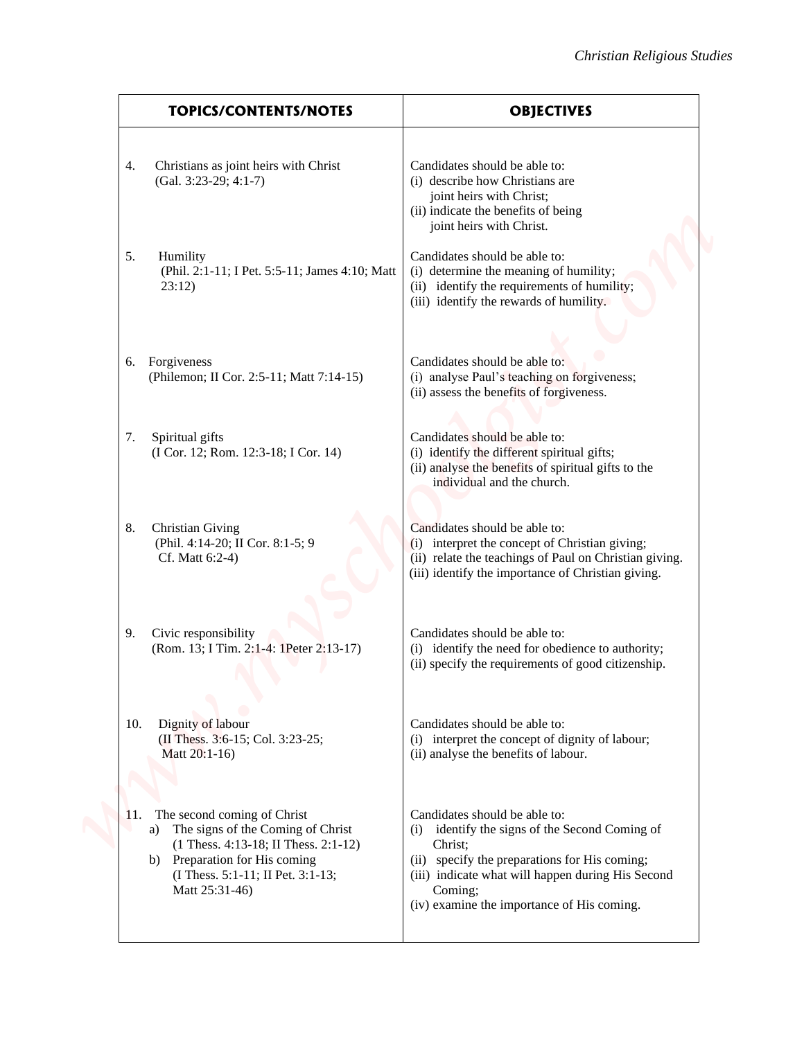| TOPICS/CONTENTS/NOTES | OBJECTIVES |
|---|---|
| 4. Christians as joint heirs with Christ (Gal. 3:23-29; 4:1-7) | Candidates should be able to: (i) describe how Christians are joint heirs with Christ; (ii) indicate the benefits of being joint heirs with Christ. |
| 5. Humility (Phil. 2:1-11; I Pet. 5:5-11; James 4:10; Matt 23:12) | Candidates should be able to: (i) determine the meaning of humility; (ii) identify the requirements of humility; (iii) identify the rewards of humility. |
| 6. Forgiveness (Philemon; II Cor. 2:5-11; Matt 7:14-15) | Candidates should be able to: (i) analyse Paul's teaching on forgiveness; (ii) assess the benefits of forgiveness. |
| 7. Spiritual gifts (I Cor. 12; Rom. 12:3-18; I Cor. 14) | Candidates should be able to: (i) identify the different spiritual gifts; (ii) analyse the benefits of spiritual gifts to the individual and the church. |
| 8. Christian Giving (Phil. 4:14-20; II Cor. 8:1-5; 9 Cf. Matt 6:2-4) | Candidates should be able to: (i) interpret the concept of Christian giving; (ii) relate the teachings of Paul on Christian giving. (iii) identify the importance of Christian giving. |
| 9. Civic responsibility (Rom. 13; I Tim. 2:1-4: 1Peter 2:13-17) | Candidates should be able to: (i) identify the need for obedience to authority; (ii) specify the requirements of good citizenship. |
| 10. Dignity of labour (II Thess. 3:6-15; Col. 3:23-25; Matt 20:1-16) | Candidates should be able to: (i) interpret the concept of dignity of labour; (ii) analyse the benefits of labour. |
| 11. The second coming of Christ a) The signs of the Coming of Christ (1 Thess. 4:13-18; II Thess. 2:1-12) b) Preparation for His coming (I Thess. 5:1-11; II Pet. 3:1-13; Matt 25:31-46) | Candidates should be able to: (i) identify the signs of the Second Coming of Christ; (ii) specify the preparations for His coming; (iii) indicate what will happen during His Second Coming; (iv) examine the importance of His coming. |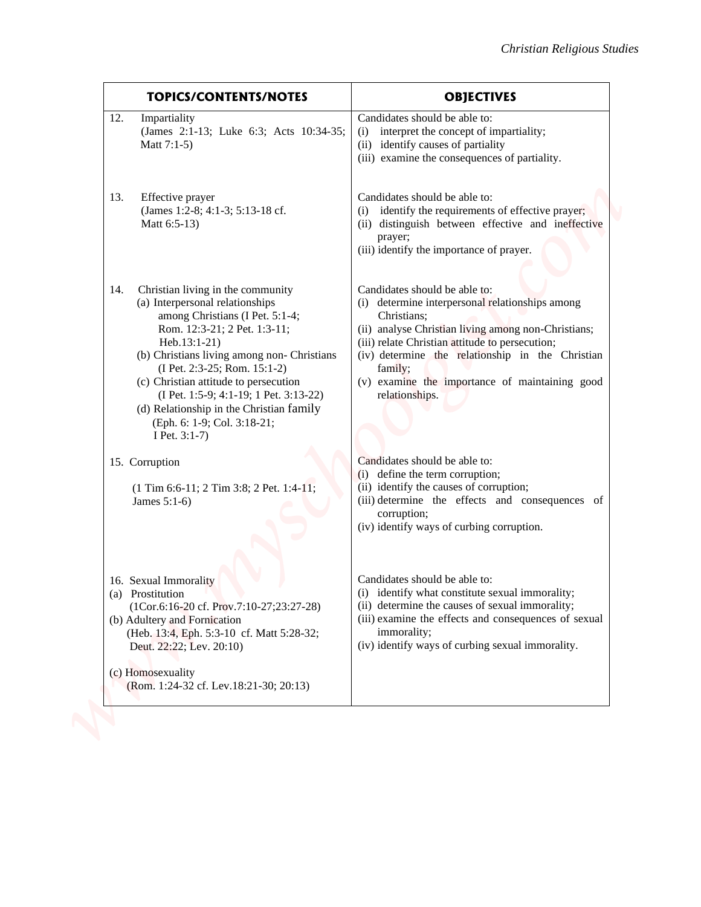| TOPICS/CONTENTS/NOTES | OBJECTIVES |
|---|---|
| 12. Impartiality (James 2:1-13; Luke 6:3; Acts 10:34-35; Matt 7:1-5) | Candidates should be able to: (i) interpret the concept of impartiality; (ii) identify causes of partiality (iii) examine the consequences of partiality. |
| 13. Effective prayer (James 1:2-8; 4:1-3; 5:13-18 cf. Matt 6:5-13) | Candidates should be able to: (i) identify the requirements of effective prayer; (ii) distinguish between effective and ineffective prayer; (iii) identify the importance of prayer. |
| 14. Christian living in the community (a) Interpersonal relationships among Christians (I Pet. 5:1-4; Rom. 12:3-21; 2 Pet. 1:3-11; Heb.13:1-21) (b) Christians living among non- Christians (I Pet. 2:3-25; Rom. 15:1-2) (c) Christian attitude to persecution (I Pet. 1:5-9; 4:1-19; 1 Pet. 3:13-22) (d) Relationship in the Christian family (Eph. 6: 1-9; Col. 3:18-21; I Pet. 3:1-7) | Candidates should be able to: (i) determine interpersonal relationships among Christians; (ii) analyse Christian living among non-Christians; (iii) relate Christian attitude to persecution; (iv) determine the relationship in the Christian family; (v) examine the importance of maintaining good relationships. |
| 15. Corruption (1 Tim 6:6-11; 2 Tim 3:8; 2 Pet. 1:4-11; James 5:1-6) | Candidates should be able to: (i) define the term corruption; (ii) identify the causes of corruption; (iii) determine the effects and consequences of corruption; (iv) identify ways of curbing corruption. |
| 16. Sexual Immorality (a) Prostitution (1Cor.6:16-20 cf. Prov.7:10-27;23:27-28) (b) Adultery and Fornication (Heb. 13:4, Eph. 5:3-10 cf. Matt 5:28-32; Deut. 22:22; Lev. 20:10) (c) Homosexuality (Rom. 1:24-32 cf. Lev.18:21-30; 20:13) | Candidates should be able to: (i) identify what constitute sexual immorality; (ii) determine the causes of sexual immorality; (iii) examine the effects and consequences of sexual immorality; (iv) identify ways of curbing sexual immorality. |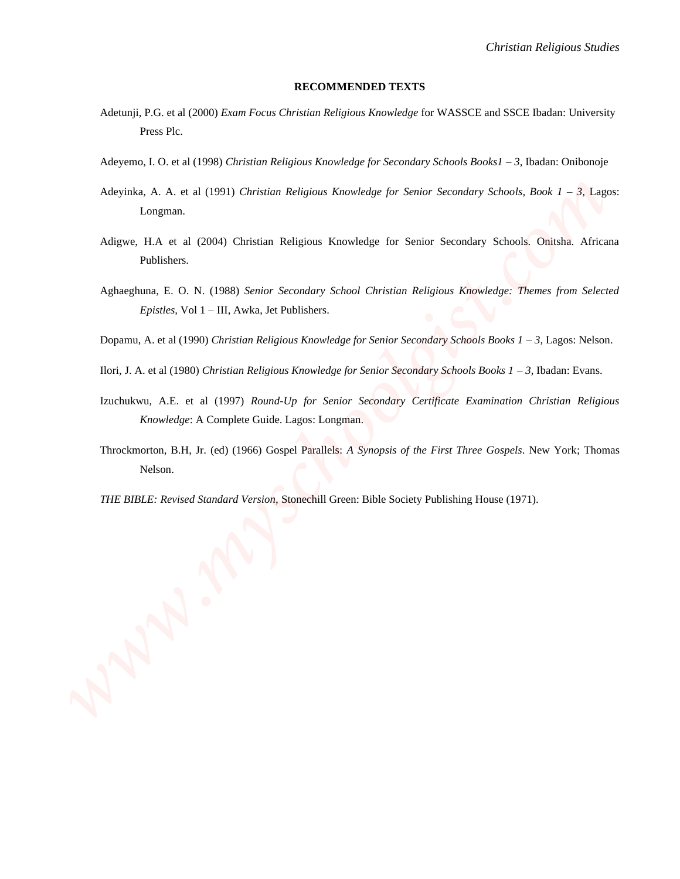**RECOMMENDED TEXTS**

Adetunji, P.G. et al (2000) *Exam Focus Christian Religious Knowledge* for WASSCE and SSCE Ibadan: University Press Plc.

Adeyemo, I. O. et al (1998) *Christian Religious Knowledge for Secondary Schools Books1 – 3,* Ibadan: Onibonoje

Adeyinka, A. A. et al (1991) *Christian Religious Knowledge for Senior Secondary Schools, Book 1 – 3,* Lagos: Longman.

Adigwe, H.A et al (2004) Christian Religious Knowledge for Senior Secondary Schools. Onitsha. Africana Publishers.

Aghaeghuna, E. O. N. (1988) *Senior Secondary School Christian Religious Knowledge: Themes from Selected Epistles,* Vol 1 – III, Awka, Jet Publishers.

Dopamu, A. et al (1990) *Christian Religious Knowledge for Senior Secondary Schools Books 1 – 3,* Lagos: Nelson.

Ilori, J. A. et al (1980) *Christian Religious Knowledge for Senior Secondary Schools Books 1 – 3,* Ibadan: Evans.

Izuchukwu, A.E. et al (1997) *Round-Up for Senior Secondary Certificate Examination Christian Religious Knowledge*: A Complete Guide. Lagos: Longman.

Throckmorton, B.H, Jr. (ed) (1966) Gospel Parallels: *A Synopsis of the First Three Gospels*. New York; Thomas Nelson.

*THE BIBLE: Revised Standard Version,* Stonechill Green: Bible Society Publishing House (1971).